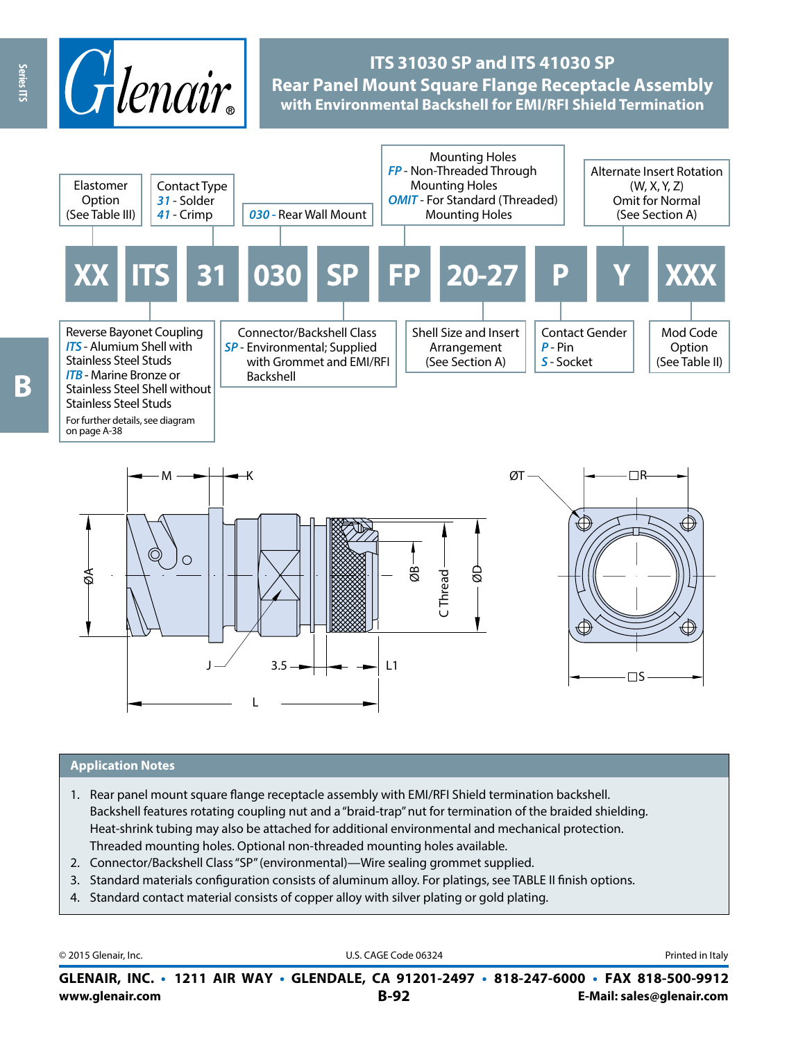# ITS 31030 SP and ITS 41030 SP
## Rear Panel Mount Square Flange Receptacle Assembly
### with Environmental Backshell for EMI/RFI Shield Termination

**XX ITS 31 030 SP FP 20-27 P Y XXX**

- **XX** – Elastomer Option (See Table III)
- **ITS** – Reverse Bayonet Coupling
  - *ITS* - Alumium Shell with Stainless Steel Studs
  - *ITB* - Marine Bronze or Stainless Steel Shell without Stainless Steel Studs
  - For further details, see diagram on page A-38
- **31** – Contact Type
  - *31* - Solder
  - *41* - Crimp
- **030** – *030* - Rear Wall Mount
- **SP** – Connector/Backshell Class
  - *SP* - Environmental; Supplied with Grommet and EMI/RFI Backshell
- **FP** – Mounting Holes
  - *FP* - Non-Threaded Through Mounting Holes
  - *OMIT* - For Standard (Threaded) Mounting Holes
- **20-27** – Shell Size and Insert Arrangement (See Section A)
- **P** – Contact Gender
  - *P* - Pin
  - *S* - Socket
- **Y** – Alternate Insert Rotation (W, X, Y, Z) Omit for Normal (See Section A)
- **XXX** – Mod Code Option (See Table II)

M, K, ØA, ØB, C Thread, ØD, J, 3.5, L1, L, ØT, □R, □S

## Application Notes

1. Rear panel mount square flange receptacle assembly with EMI/RFI Shield termination backshell. Backshell features rotating coupling nut and a "braid-trap" nut for termination of the braided shielding. Heat-shrink tubing may also be attached for additional environmental and mechanical protection. Threaded mounting holes. Optional non-threaded mounting holes available.
2. Connector/Backshell Class "SP" (environmental)—Wire sealing grommet supplied.
3. Standard materials configuration consists of aluminum alloy. For platings, see TABLE II finish options.
4. Standard contact material consists of copper alloy with silver plating or gold plating.

© 2015 Glenair, Inc. U.S. CAGE Code 06324 Printed in Italy

**GLENAIR, INC. • 1211 AIR WAY • GLENDALE, CA 91201-2497 • 818-247-6000 • FAX 818-500-9912**
**www.glenair.com** **E-Mail: sales@glenair.com**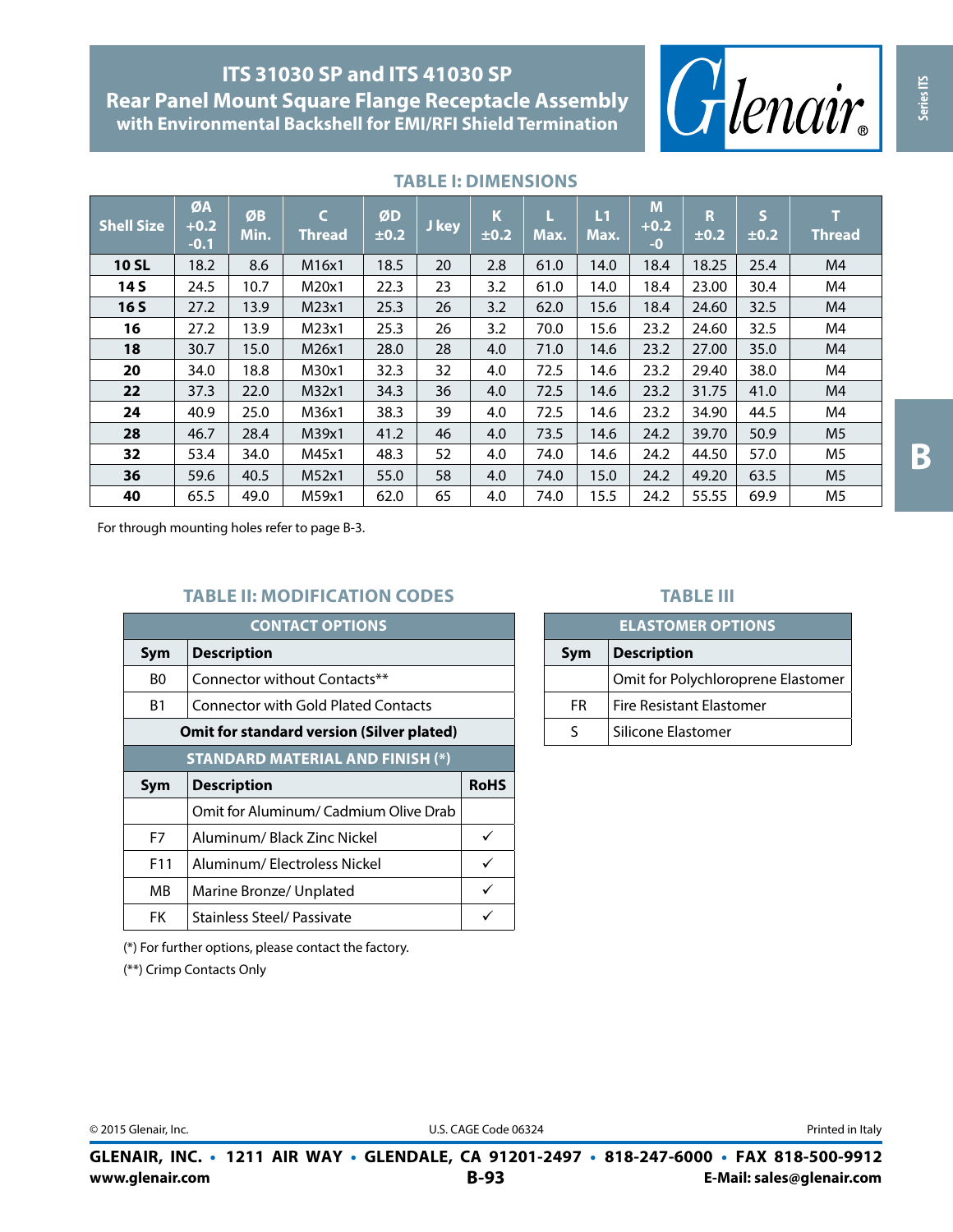# ITS 31030 SP and ITS 41030 SP
## Rear Panel Mount Square Flange Receptacle Assembly
### with Environmental Backshell for EMI/RFI Shield Termination

## TABLE I: DIMENSIONS

| Shell Size | ØA +0.2 -0.1 | ØB Min. | C Thread | ØD ±0.2 | J key | K ±0.2 | L Max. | L1 Max. | M +0.2 -0 | R ±0.2 | S ±0.2 | T Thread |
|---|---|---|---|---|---|---|---|---|---|---|---|---|
| **10 SL** | 18.2 | 8.6 | M16x1 | 18.5 | 20 | 2.8 | 61.0 | 14.0 | 18.4 | 18.25 | 25.4 | M4 |
| **14 S** | 24.5 | 10.7 | M20x1 | 22.3 | 23 | 3.2 | 61.0 | 14.0 | 18.4 | 23.00 | 30.4 | M4 |
| **16 S** | 27.2 | 13.9 | M23x1 | 25.3 | 26 | 3.2 | 62.0 | 15.6 | 18.4 | 24.60 | 32.5 | M4 |
| **16** | 27.2 | 13.9 | M23x1 | 25.3 | 26 | 3.2 | 70.0 | 15.6 | 23.2 | 24.60 | 32.5 | M4 |
| **18** | 30.7 | 15.0 | M26x1 | 28.0 | 28 | 4.0 | 71.0 | 14.6 | 23.2 | 27.00 | 35.0 | M4 |
| **20** | 34.0 | 18.8 | M30x1 | 32.3 | 32 | 4.0 | 72.5 | 14.6 | 23.2 | 29.40 | 38.0 | M4 |
| **22** | 37.3 | 22.0 | M32x1 | 34.3 | 36 | 4.0 | 72.5 | 14.6 | 23.2 | 31.75 | 41.0 | M4 |
| **24** | 40.9 | 25.0 | M36x1 | 38.3 | 39 | 4.0 | 72.5 | 14.6 | 23.2 | 34.90 | 44.5 | M4 |
| **28** | 46.7 | 28.4 | M39x1 | 41.2 | 46 | 4.0 | 73.5 | 14.6 | 24.2 | 39.70 | 50.9 | M5 |
| **32** | 53.4 | 34.0 | M45x1 | 48.3 | 52 | 4.0 | 74.0 | 14.6 | 24.2 | 44.50 | 57.0 | M5 |
| **36** | 59.6 | 40.5 | M52x1 | 55.0 | 58 | 4.0 | 74.0 | 15.0 | 24.2 | 49.20 | 63.5 | M5 |
| **40** | 65.5 | 49.0 | M59x1 | 62.0 | 65 | 4.0 | 74.0 | 15.5 | 24.2 | 55.55 | 69.9 | M5 |

For through mounting holes refer to page B-3.

## TABLE II: MODIFICATION CODES

| CONTACT OPTIONS | | |
|---|---|---|
| **Sym** | **Description** | |
| B0 | Connector without Contacts** | |
| B1 | Connector with Gold Plated Contacts | |
| **Omit for standard version (Silver plated)** | | |
| **STANDARD MATERIAL AND FINISH (*)** | | |
| **Sym** | **Description** | **RoHS** |
| | Omit for Aluminum/ Cadmium Olive Drab | |
| F7 | Aluminum/ Black Zinc Nickel | ✓ |
| F11 | Aluminum/ Electroless Nickel | ✓ |
| MB | Marine Bronze/ Unplated | ✓ |
| FK | Stainless Steel/ Passivate | ✓ |

(*) For further options, please contact the factory.

(**) Crimp Contacts Only

## TABLE III

| ELASTOMER OPTIONS | |
|---|---|
| **Sym** | **Description** |
| | Omit for Polychloroprene Elastomer |
| FR | Fire Resistant Elastomer |
| S | Silicone Elastomer |